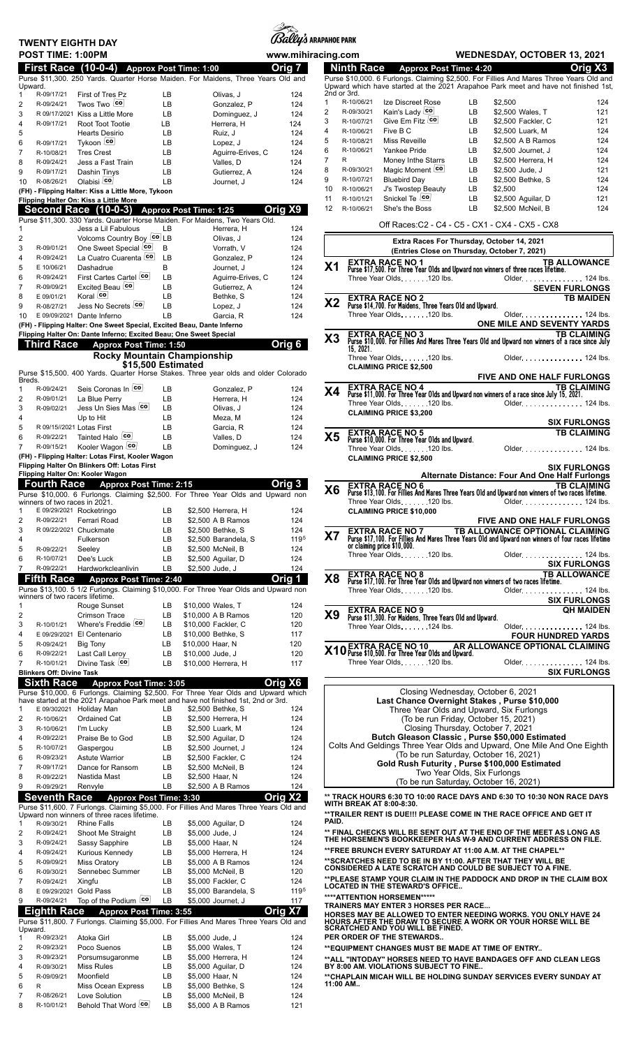# TWENTY EIGHTH DAY

**Bally's ARAPAHOE PARK**

**POST TIME: 1:00PM** www.mihiracing.com **WEDNESDAY, OCTOBER 13, 2021**

## First Race (10-0-4) Approx Post Time: 1:00 — Orig 7

Purse $11,300. 250 Yards. Quarter Horse Maiden. For Maidens, Three Years Old and Upward.

| # | Last Race | Horse | Med | Jockey | Wt |
|---|---|---|---|---|---|
| 1 | R-09/17/21 | First of Tres Pz | LB | Olivas, J | 124 |
| 2 | R-09/24/21 | Twos Two co | LB | Gonzalez, P | 124 |
| 3 | R 09/17/2021 | Kiss a Little More | LB | Dominguez, J | 124 |
| 4 | R-09/17/21 | Root Toot Tootie | LB | Herrera, H | 124 |
| 5 | | Hearts Desirio | LB | Ruiz, J | 124 |
| 6 | R-09/17/21 | Tykoon co | LB | Lopez, J | 124 |
| 7 | R-10/08/21 | Tres Crest | LB | Aguirre-Erives, C | 124 |
| 8 | R-09/24/21 | Jess a Fast Train | LB | Valles, D | 124 |
| 9 | R-09/17/21 | Dashin Tinys | LB | Gutierrez, A | 124 |
| 10 | R-08/26/21 | Olabisi co | LB | Journet, J | 124 |

(FH) - Flipping Halter: Kiss a Little More, Tykoon
Flipping Halter On: Kiss a Little More

## Second Race (10-0-3) Approx Post Time: 1:25 — Orig X9

Purse $11,300. 330 Yards. Quarter Horse Maiden. For Maidens, Two Years Old.

| # | Last Race | Horse | Med | Jockey | Wt |
|---|---|---|---|---|---|
| 1 | | Jess a Lil Fabulous | LB | Herrera, H | 124 |
| 2 | | Volcoms Country Boy co | LB | Olivas, J | 124 |
| 3 | R-09/01/21 | One Sweet Special co | B | Vorrath, V | 124 |
| 4 | R-09/24/21 | La Cuatro Cuarenta co | LB | Gonzalez, P | 124 |
| 5 | E 10/06/21 | Dashadrue | B | Journet, J | 124 |
| 6 | R-09/24/21 | First Cartes Cartel co | LB | Aguirre-Erives, C | 124 |
| 7 | R-09/09/21 | Excited Beau co | LB | Gutierrez, A | 124 |
| 8 | E 09/01/21 | Koral co | LB | Bethke, S | 124 |
| 9 | R-08/27/21 | Jess No Secrets co | LB | Lopez, J | 124 |
| 10 | E 09/09/2021 | Dante Inferno | LB | Garcia, R | 124 |

(FH) - Flipping Halter: One Sweet Special, Excited Beau, Dante Inferno
Flipping Halter On: Dante Inferno; Excited Beau; One Sweet Special

## Third Race Approx Post Time: 1:50 — Orig 6

### Rocky Mountain Championship
### $15,500 Estimated

Purse $15,500. 400 Yards. Quarter Horse Stakes. Three year olds and older Colorado Breds.

| # | Last Race | Horse | Med | Jockey | Wt |
|---|---|---|---|---|---|
| 1 | R-09/24/21 | Seis Coronas In co | LB | Gonzalez, P | 124 |
| 2 | R-09/01/21 | La Blue Perry | LB | Herrera, H | 124 |
| 3 | R-09/02/21 | Jess Un Sies Mas co | LB | Olivas, J | 124 |
| 4 | | Up to Hit | LB | Meza, M | 124 |
| 5 | R 09/15/2021 | Lotas First | LB | Garcia, R | 124 |
| 6 | R-09/22/21 | Tainted Halo co | LB | Valles, D | 124 |
| 7 | R-09/15/21 | Kooler Wagon co | LB | Dominguez, J | 124 |

(FH) - Flipping Halter: Lotas First, Kooler Wagon
Flipping Halter On Blinkers Off: Lotas First
Flipping Halter On: Kooler Wagon

## Fourth Race Approx Post Time: 2:15 — Orig 3

Purse $10,000. 6 Furlongs. Claiming $2,500. For Three Year Olds and Upward non winners of two races in 2021.

| # | Last Race | Horse | Med | Claim / Jockey | Wt |
|---|---|---|---|---|---|
| 1 | E 09/29/2021 | Rocketringo | LB | $2,500 Herrera, H | 124 |
| 2 | R-09/22/21 | Ferrari Road | LB | $2,500 A B Ramos | 124 |
| 3 | R 09/22/2021 | Chuckmate | LB | $2,500 Bethke, S | 124 |
| 4 | | Fulkerson | LB | $2,500 Barandela, S | 119[5] |
| 5 | R-09/22/21 | Seeley | LB | $2,500 McNeil, B | 124 |
| 6 | R-10/07/21 | Dee's Luck | LB | $2,500 Aguilar, D | 124 |
| 7 | R-09/22/21 | Hardworkcleanlivin | LB | $2,500 Jude, J | 124 |

## Fifth Race Approx Post Time: 2:40 — Orig 1

Purse $13,100. 5 1/2 Furlongs. Claiming $10,000. For Three Year Olds and Upward non winners of two races lifetime.

| # | Last Race | Horse | Med | Claim / Jockey | Wt |
|---|---|---|---|---|---|
| 1 | | Rouge Sunset | LB | $10,000 Wales, T | 124 |
| 2 | | Crimson Trace | LB | $10,000 A B Ramos | 120 |
| 3 | R-10/01/21 | Where's Freddie co | LB | $10,000 Fackler, C | 120 |
| 4 | E 09/29/2021 | El Centenario | LB | $10,000 Bethke, S | 117 |
| 5 | R-09/24/21 | Big Tony | LB | $10,000 Haar, N | 120 |
| 6 | R-09/22/21 | Last Call Leroy | LB | $10,000 Jude, J | 120 |
| 7 | R-10/01/21 | Divine Task co | LB | $10,000 Herrera, H | 117 |

**Blinkers Off: Divine Task**

## Sixth Race Approx Post Time: 3:05 — Orig X6

Purse $10,000. 6 Furlongs. Claiming $2,500. For Three Year Olds and Upward which have started at the 2021 Arapahoe Park meet and have not finished 1st, 2nd or 3rd.

| # | Last Race | Horse | Med | Claim / Jockey | Wt |
|---|---|---|---|---|---|
| 1 | E 09/30/2021 | Holiday Man | LB | $2,500 Bethke, S | 124 |
| 2 | R-10/06/21 | Ordained Cat | LB | $2,500 Herrera, H | 124 |
| 3 | R-10/06/21 | I'm Lucky | LB | $2,500 Luark, M | 124 |
| 4 | R-09/22/21 | Praise Be to God | LB | $2,500 Aguilar, D | 124 |
| 5 | R-10/07/21 | Gaspergou | LB | $2,500 Journet, J | 124 |
| 6 | R-09/23/21 | Astute Warrior | LB | $2,500 Fackler, C | 124 |
| 7 | R-09/17/21 | Dance for Ransom | LB | $2,500 McNeil, B | 124 |
| 8 | R-09/22/21 | Nastida Mast | LB | $2,500 Haar, N | 124 |
| 9 | R-09/29/21 | Renyle | LB | $2,500 A B Ramos | 124 |

## Seventh Race Approx Post Time: 3:30 — Orig X2

Purse $11,600. 7 Furlongs. Claiming $5,000. For Fillies And Mares Three Years Old and Upward non winners of three races lifetime.

| # | Last Race | Horse | Med | Claim / Jockey | Wt |
|---|---|---|---|---|---|
| 1 | R-09/30/21 | Rhine Falls | LB | $5,000 Aguilar, D | 124 |
| 2 | R-09/24/21 | Shoot Me Straight | LB | $5,000 Jude, J | 124 |
| 3 | R-09/24/21 | Sassy Sapphire | LB | $5,000 Haar, N | 124 |
| 4 | R-09/24/21 | Kurious Kennedy | LB | $5,000 Herrera, H | 124 |
| 5 | R-09/09/21 | Miss Oratory | LB | $5,000 A B Ramos | 124 |
| 6 | R-09/30/21 | Sennebec Summer | LB | $5,000 McNeil, B | 120 |
| 7 | R-09/24/21 | Xingfu | LB | $5,000 Fackler, C | 124 |
| 8 | E 09/29/2021 | Gold Pass | LB | $5,000 Barandela, S | 119[5] |
| 9 | R-09/24/21 | Top of the Podium co | LB | $5,000 Journet, J | 117 |

## Eighth Race Approx Post Time: 3:55 — Orig X7

Purse $11,800. 7 Furlongs. Claiming $5,000. For Fillies And Mares Three Years Old and Upward.

| # | Last Race | Horse | Med | Claim / Jockey | Wt |
|---|---|---|---|---|---|
| 1 | R-09/23/21 | Atoka Girl | LB | $5,000 Jude, J | 124 |
| 2 | R-09/23/21 | Poco Suenos | LB | $5,000 Wales, T | 124 |
| 3 | R-09/23/21 | Porsumsugaronme | LB | $5,000 Herrera, H | 124 |
| 4 | R-09/30/21 | Miss Rules | LB | $5,000 Aguilar, D | 124 |
| 5 | R-09/09/21 | Moonfield | LB | $5,000 Haar, N | 124 |
| 6 | R | Miss Ocean Express | LB | $5,000 Bethke, S | 124 |
| 7 | R-08/26/21 | Love Solution | LB | $5,000 McNeil, B | 124 |
| 8 | R-10/01/21 | Behold That Word co | LB | $5,000 A B Ramos | 121 |

## Ninth Race Approx Post Time: 4:20 — Orig X3

Purse $10,000. 6 Furlongs. Claiming $2,500. For Fillies And Mares Three Years Old and Upward which have started at the 2021 Arapahoe Park meet and have not finished 1st, 2nd or 3rd.

| # | Last Race | Horse | Med | Claim / Jockey | Wt |
|---|---|---|---|---|---|
| 1 | R-10/06/21 | Ize Discreet Rose | LB | $2,500 | 124 |
| 2 | R-09/30/21 | Kain's Lady co | LB | $2,500 Wales, T | 121 |
| 3 | R-10/07/21 | Give Em Fitz co | LB | $2,500 Fackler, C | 121 |
| 4 | R-10/06/21 | Five B C | LB | $2,500 Luark, M | 124 |
| 5 | R-10/08/21 | Miss Reveille | LB | $2,500 A B Ramos | 124 |
| 6 | R-10/06/21 | Yankee Pride | LB | $2,500 Journet, J | 124 |
| 7 | R | Money Inthe Starrs | LB | $2,500 Herrera, H | 124 |
| 8 | R-09/30/21 | Magic Moment co | LB | $2,500 Jude, J | 121 |
| 9 | R-10/07/21 | Bluebird Day | LB | $2,500 Bethke, S | 124 |
| 10 | R-10/06/21 | J's Twostep Beauty | LB | $2,500 | 124 |
| 11 | R-10/01/21 | Snickel Te co | LB | $2,500 Aguilar, D | 121 |
| 12 | R-10/06/21 | She's the Boss | LB | $2,500 McNeil, B | 124 |

Off Races:C2 - C4 - C5 - CX1 - CX4 - CX5 - CX8

### Extra Races For Thursday, October 14, 2021
### (Entries Close on Thursday, October 7, 2021)

**X1** EXTRA RACE NO 1 — **TB ALLOWANCE**
Purse $17,500. For Three Year Olds and Upward non winners of three races lifetime.
Three Year Olds. . . . . . .120 lbs. Older. . . . . . . . . . . . . . . 124 lbs.
**SEVEN FURLONGS**

**X2** EXTRA RACE NO 2 — **TB MAIDEN**
Purse $14,700. For Maidens, Three Years Old and Upward.
Three Year Olds. . . . . . .120 lbs. Older. . . . . . . . . . . . . . . 124 lbs.
**ONE MILE AND SEVENTY YARDS**

**X3** EXTRA RACE NO 3 — **TB CLAIMING**
Purse $10,000. For Fillies And Mares Three Years Old and Upward non winners of a race since July 15, 2021.
Three Year Olds. . . . . . .120 lbs. Older. . . . . . . . . . . . . . . 124 lbs.
CLAIMING PRICE $2,500
**FIVE AND ONE HALF FURLONGS**

**X4** EXTRA RACE NO 4 — **TB CLAIMING**
Purse $11,000. For Three Year Olds and Upward non winners of a race since July 15, 2021.
Three Year Olds. . . . . . .120 lbs. Older. . . . . . . . . . . . . . . 124 lbs.
CLAIMING PRICE $3,200
**SIX FURLONGS**

**X5** EXTRA RACE NO 5 — **TB CLAIMING**
Purse $10,000. For Three Year Olds and Upward.
Three Year Olds. . . . . . .120 lbs. Older. . . . . . . . . . . . . . . 124 lbs.
CLAIMING PRICE $2,500
**SIX FURLONGS**
**Alternate Distance: Four And One Half Furlongs**

**X6** EXTRA RACE NO 6 — **TB CLAIMING**
Purse $13,100. For Fillies And Mares Three Years Old and Upward non winners of two races lifetime.
Three Year Olds. . . . . . .120 lbs. Older. . . . . . . . . . . . . . . 124 lbs.
CLAIMING PRICE $10,000
**FIVE AND ONE HALF FURLONGS**

**X7** EXTRA RACE NO 7 — **TB ALLOWANCE OPTIONAL CLAIMING**
Purse $17,100. For Fillies And Mares Three Years Old and Upward non winners of four races lifetime or claiming price $10,000.
Three Year Olds. . . . . . .120 lbs. Older. . . . . . . . . . . . . . . 124 lbs.
**SIX FURLONGS**

**X8** EXTRA RACE NO 8 — **TB ALLOWANCE**
Purse $17,100. For Three Year Olds and Upward non winners of two races lifetime.
Three Year Olds. . . . . . .120 lbs. Older. . . . . . . . . . . . . . . 124 lbs.
**SIX FURLONGS**

**X9** EXTRA RACE NO 9 — **QH MAIDEN**
Purse $11,300. For Maidens, Three Years Old and Upward.
Three Year Olds. . . . . . .124 lbs. Older. . . . . . . . . . . . . . . 124 lbs.
**FOUR HUNDRED YARDS**

**X10** EXTRA RACE NO 10 — **AR ALLOWANCE OPTIONAL CLAIMING**
Purse $10,500. For Three Year Olds and Upward.
Three Year Olds. . . . . . .120 lbs. Older. . . . . . . . . . . . . . . 124 lbs.
**SIX FURLONGS**

Closing Wednesday, October 6, 2021
**Last Chance Overnight Stakes , Purse $10,000**
Three Year Olds and Upward, Six Furlongs
(To be run Friday, October 15, 2021)
Closing Thursday, October 7, 2021
**Butch Gleason Classic , Purse $50,000 Estimated**
Colts And Geldings Three Year Olds and Upward, One Mile And One Eighth
(To be run Saturday, October 16, 2021)
**Gold Rush Futurity , Purse $100,000 Estimated**
Two Year Olds, Six Furlongs
(To be run Saturday, October 16, 2021)

**** TRACK HOURS 6:30 TO 10:00 RACE DAYS AND 6:30 TO 10:30 NON RACE DAYS WITH BREAK AT 8:00-8:30.**

****TRAILER RENT IS DUE!!! PLEASE COME IN THE RACE OFFICE AND GET IT PAID.**

**** FINAL CHECKS WILL BE SENT OUT AT THE END OF THE MEET AS LONG AS THE HORSEMEN'S BOOKKEEPER HAS W-9 AND CURRENT ADDRESS ON FILE.**

****FREE BRUNCH EVERY SATURDAY AT 11:00 A.M. AT THE CHAPEL****

****SCRATCHES NEED TO BE IN BY 11:00. AFTER THAT THEY WILL BE CONSIDERED A LATE SCRATCH AND COULD BE SUBJECT TO A FINE.**

****PLEASE STAMP YOUR CLAIM IN THE PADDOCK AND DROP IN THE CLAIM BOX LOCATED IN THE STEWARD'S OFFICE..**

******ATTENTION HORSEMEN*******
**TRAINERS MAY ENTER 3 HORSES PER RACE...**

**HORSES MAY BE ALLOWED TO ENTER NEEDING WORKS. YOU ONLY HAVE 24 HOURS AFTER THE DRAW TO SECURE A WORK OR YOUR HORSE WILL BE SCRATCHED AND YOU WILL BE FINED.**
**PER ORDER OF THE STEWARDS..**

****EQUIPMENT CHANGES MUST BE MADE AT TIME OF ENTRY..**

****ALL "INTODAY" HORSES NEED TO HAVE BANDAGES OFF AND CLEAN LEGS BY 8:00 AM. VIOLATIONS SUBJECT TO FINE..**

****CHAPLAIN MICAH WILL BE HOLDING SUNDAY SERVICES EVERY SUNDAY AT 11:00 AM..**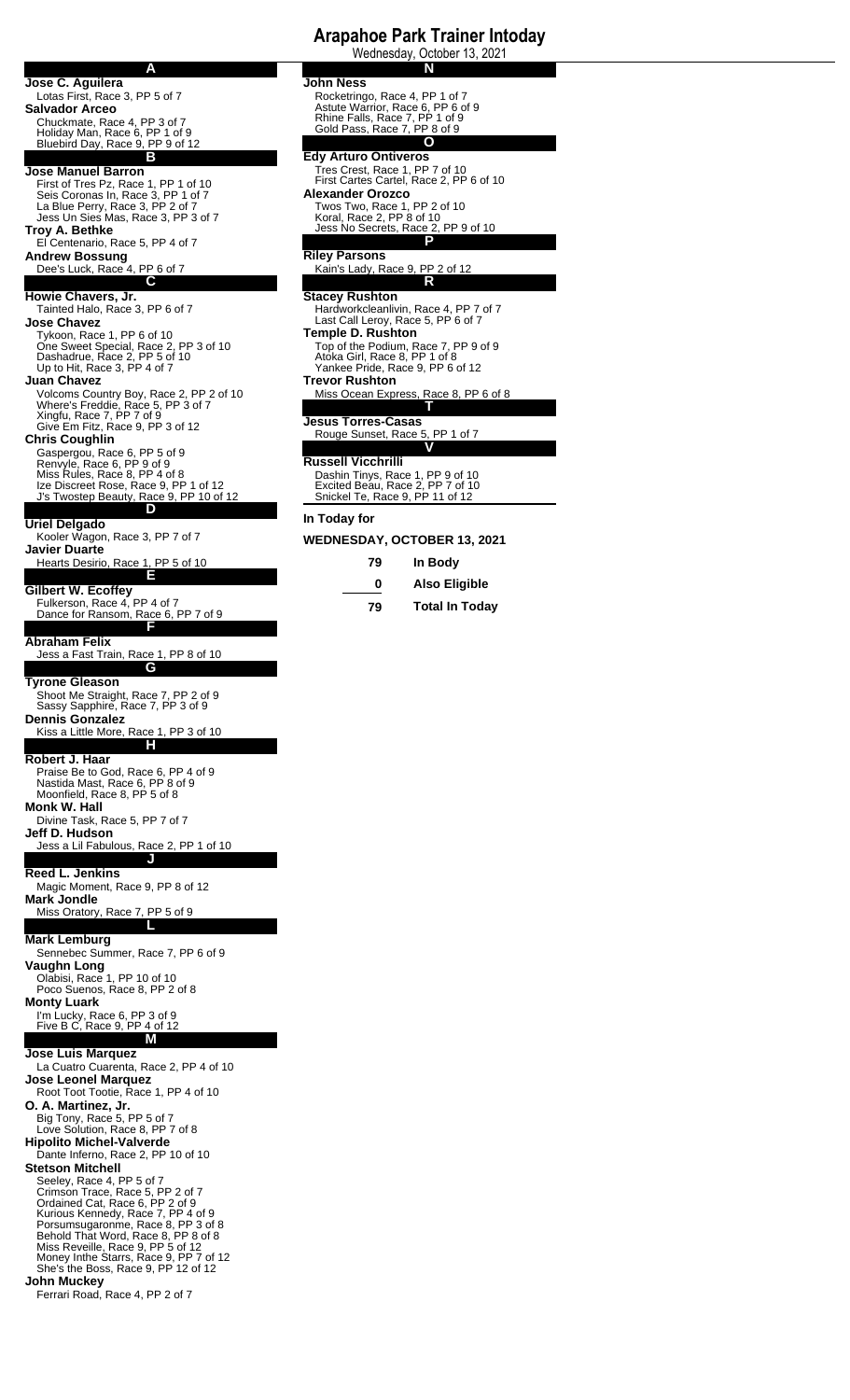# Arapahoe Park Trainer Intoday

Wednesday, October 13, 2021

## A

**Jose C. Aguilera**
- Lotas First, Race 3, PP 5 of 7

**Salvador Arceo**
- Chuckmate, Race 4, PP 3 of 7
- Holiday Man, Race 6, PP 1 of 9
- Bluebird Day, Race 9, PP 9 of 12

## B

**Jose Manuel Barron**
- First of Tres Pz, Race 1, PP 1 of 10
- Seis Coronas In, Race 3, PP 1 of 7
- La Blue Perry, Race 3, PP 2 of 7
- Jess Un Sies Mas, Race 3, PP 3 of 7

**Troy A. Bethke**
- El Centenario, Race 5, PP 4 of 7

**Andrew Bossung**
- Dee's Luck, Race 4, PP 6 of 7

## C

**Howie Chavers, Jr.**
- Tainted Halo, Race 3, PP 6 of 7

**Jose Chavez**
- Tykoon, Race 1, PP 6 of 10
- One Sweet Special, Race 2, PP 3 of 10
- Dashadrue, Race 2, PP 5 of 10
- Up to Hit, Race 3, PP 4 of 7

**Juan Chavez**
- Volcoms Country Boy, Race 2, PP 2 of 10
- Where's Freddie, Race 5, PP 3 of 7
- Xingfu, Race 7, PP 7 of 9
- Give Em Fitz, Race 9, PP 3 of 12

**Chris Coughlin**
- Gaspergou, Race 6, PP 5 of 9
- Renvyle, Race 6, PP 9 of 9
- Miss Rules, Race 8, PP 4 of 8
- Ize Discreet Rose, Race 9, PP 1 of 12
- J's Twostep Beauty, Race 9, PP 10 of 12

## D

**Uriel Delgado**
- Kooler Wagon, Race 3, PP 7 of 7

**Javier Duarte**
- Hearts Desirio, Race 1, PP 5 of 10

## E

**Gilbert W. Ecoffey**
- Fulkerson, Race 4, PP 4 of 7
- Dance for Ransom, Race 6, PP 7 of 9

## F

**Abraham Felix**
- Jess a Fast Train, Race 1, PP 8 of 10

## G

**Tyrone Gleason**
- Shoot Me Straight, Race 7, PP 2 of 9
- Sassy Sapphire, Race 7, PP 3 of 9

**Dennis Gonzalez**
- Kiss a Little More, Race 1, PP 3 of 10

## H

**Robert J. Haar**
- Praise Be to God, Race 6, PP 4 of 9
- Nastida Mast, Race 6, PP 8 of 9
- Moonfield, Race 8, PP 5 of 8

**Monk W. Hall**
- Divine Task, Race 5, PP 7 of 7

**Jeff D. Hudson**
- Jess a Lil Fabulous, Race 2, PP 1 of 10

## J

**Reed L. Jenkins**
- Magic Moment, Race 9, PP 8 of 12

**Mark Jondle**
- Miss Oratory, Race 7, PP 5 of 9

## L

**Mark Lemburg**
- Sennebec Summer, Race 7, PP 6 of 9

**Vaughn Long**
- Olabisi, Race 1, PP 10 of 10
- Poco Suenos, Race 8, PP 2 of 8

**Monty Luark**
- I'm Lucky, Race 6, PP 3 of 9
- Five B C, Race 9, PP 4 of 12

## M

**Jose Luis Marquez**
- La Cuatro Cuarenta, Race 2, PP 4 of 10

**Jose Leonel Marquez**
- Root Toot Tootie, Race 1, PP 4 of 10

**O. A. Martinez, Jr.**
- Big Tony, Race 5, PP 5 of 7
- Love Solution, Race 8, PP 7 of 8

**Hipolito Michel-Valverde**
- Dante Inferno, Race 2, PP 10 of 10

**Stetson Mitchell**
- Seeley, Race 4, PP 5 of 7
- Crimson Trace, Race 5, PP 2 of 7
- Ordained Cat, Race 6, PP 2 of 9
- Kurious Kennedy, Race 7, PP 4 of 9
- Porsumsugaronme, Race 8, PP 3 of 8
- Behold That Word, Race 8, PP 8 of 8
- Miss Reveille, Race 9, PP 5 of 12
- Money Inthe Starrs, Race 9, PP 7 of 12
- She's the Boss, Race 9, PP 12 of 12

**John Muckey**
- Ferrari Road, Race 4, PP 2 of 7

## N

**John Ness**
- Rocketringo, Race 4, PP 1 of 7
- Astute Warrior, Race 6, PP 6 of 9
- Rhine Falls, Race 7, PP 1 of 9
- Gold Pass, Race 7, PP 8 of 9

## O

**Edy Arturo Ontiveros**
- Tres Crest, Race 1, PP 7 of 10
- First Cartes Cartel, Race 2, PP 6 of 10

**Alexander Orozco**
- Twos Two, Race 1, PP 2 of 10
- Koral, Race 2, PP 8 of 10
- Jess No Secrets, Race 2, PP 9 of 10

## P

**Riley Parsons**
- Kain's Lady, Race 9, PP 2 of 12

## R

**Stacey Rushton**
- Hardworkcleanlivin, Race 4, PP 7 of 7
- Last Call Leroy, Race 5, PP 6 of 7

**Temple D. Rushton**
- Top of the Podium, Race 7, PP 9 of 9
- Atoka Girl, Race 8, PP 1 of 8
- Yankee Pride, Race 9, PP 6 of 12

**Trevor Rushton**
- Miss Ocean Express, Race 8, PP 6 of 8

## T

**Jesus Torres-Casas**
- Rouge Sunset, Race 5, PP 1 of 7

## V

**Russell Vicchrilli**
- Dashin Tinys, Race 1, PP 9 of 10
- Excited Beau, Race 2, PP 7 of 10
- Snickel Te, Race 9, PP 11 of 12

**In Today for**

**WEDNESDAY, OCTOBER 13, 2021**

| | |
|---|---|
| 79 | **In Body** |
| 0 | **Also Eligible** |
| 79 | **Total In Today** |